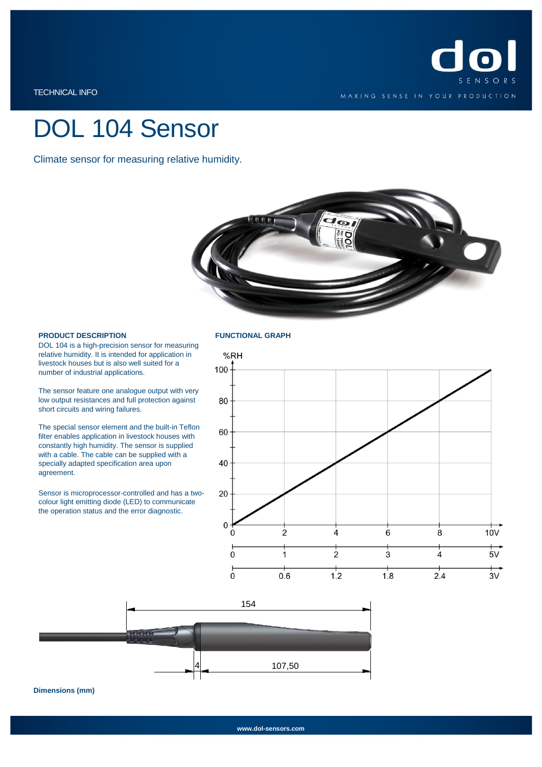TECHNICAL INFO

# DOL 104 Sensor

Climate sensor for measuring relative humidity.

### PRODUCT DESCRIPTION

DOL 104 is a high-precision sensor for measuring relative humidity. It is intended for application in livestock houses but is also well suited for a number of industrial applications.

The sensor feature one analogue output with very low output resistances and full protection against short circuits and wiring failures.

The special sensor element and the built-in Teflon filter enables application in livestock houses with constantly high humidity. The sensor is supplied with a cable. The cable can be supplied with a specially adapted specification area upon agreement.

Sensor is microprocessor-controlled and has a two-colour light emitting diode (LED) to communicate the operation status and the error diagnostic.

### FUNCTIONAL GRAPH

%RH

| %RH | 0–10V | 0–5V | 0–3V |
|---|---|---|---|
| 0 | 0 | 0 | 0 |
| 20 | 2 | 1 | 0.6 |
| 40 | 4 | 2 | 1.2 |
| 60 | 6 | 3 | 1.8 |
| 80 | 8 | 4 | 2.4 |
| 100 | 10V | 5V | 3V |

154

4

107,50

**Dimensions (mm)**

www.dol-sensors.com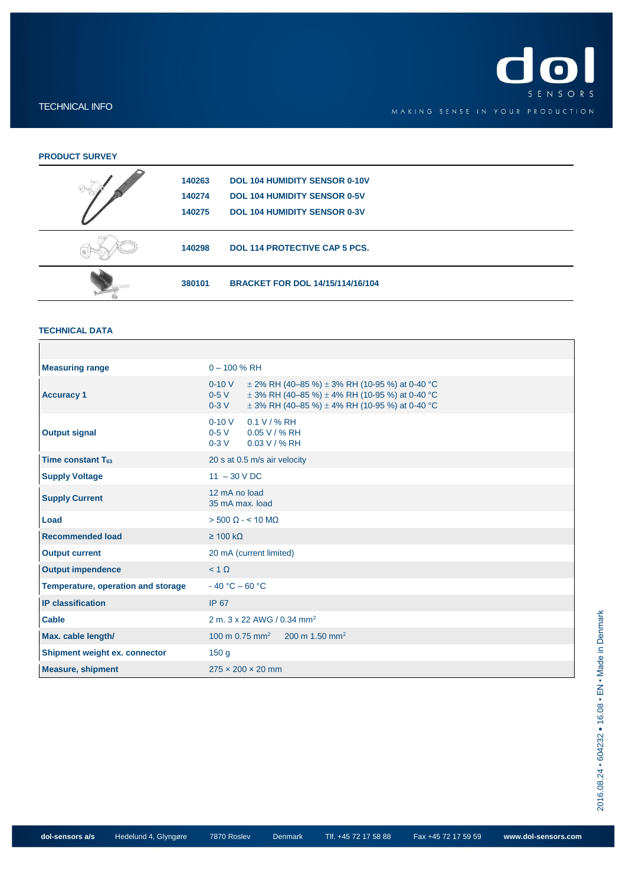TECHNICAL INFO

## PRODUCT SURVEY

| | | |
|---|---|---|
| | 140263 | DOL 104 HUMIDITY SENSOR 0-10V |
| | 140274 | DOL 104 HUMIDITY SENSOR 0-5V |
| | 140275 | DOL 104 HUMIDITY SENSOR 0-3V |
| | 140298 | DOL 114 PROTECTIVE CAP 5 PCS. |
| | 380101 | BRACKET FOR DOL 14/15/114/16/104 |

## TECHNICAL DATA

| | |
|---|---|
| **Measuring range** | 0 – 100 % RH |
| **Accuracy 1** | 0-10 V ± 2% RH (40–85 %) ± 3% RH (10-95 %) at 0-40 °C<br>0-5 V ± 3% RH (40–85 %) ± 4% RH (10-95 %) at 0-40 °C<br>0-3 V ± 3% RH (40–85 %) ± 4% RH (10-95 %) at 0-40 °C |
| **Output signal** | 0-10 V 0.1 V / % RH<br>0-5 V 0.05 V / % RH<br>0-3 V 0.03 V / % RH |
| **Time constant $T_{63}$** | 20 s at 0.5 m/s air velocity |
| **Supply Voltage** | 11 – 30 V DC |
| **Supply Current** | 12 mA no load<br>35 mA max. load |
| **Load** | > 500 Ω - < 10 MΩ |
| **Recommended load** | ≥ 100 kΩ |
| **Output current** | 20 mA (current limited) |
| **Output impendence** | < 1 Ω |
| **Temperature, operation and storage** | - 40 °C – 60 °C |
| **IP classification** | IP 67 |
| **Cable** | 2 m. 3 x 22 AWG / 0.34 $mm^2$ |
| **Max. cable length/** | 100 m 0.75 $mm^2$ 200 m 1.50 $mm^2$ |
| **Shipment weight ex. connector** | 150 g |
| **Measure, shipment** | 275 × 200 × 20 mm |

2016.08.24 • 604232 • 16.08 • EN • Made in Denmark

dol-sensors a/s Hedelund 4, Glyngøre 7870 Roslev Denmark Tlf. +45 72 17 58 88 Fax +45 72 17 59 59 www.dol-sensors.com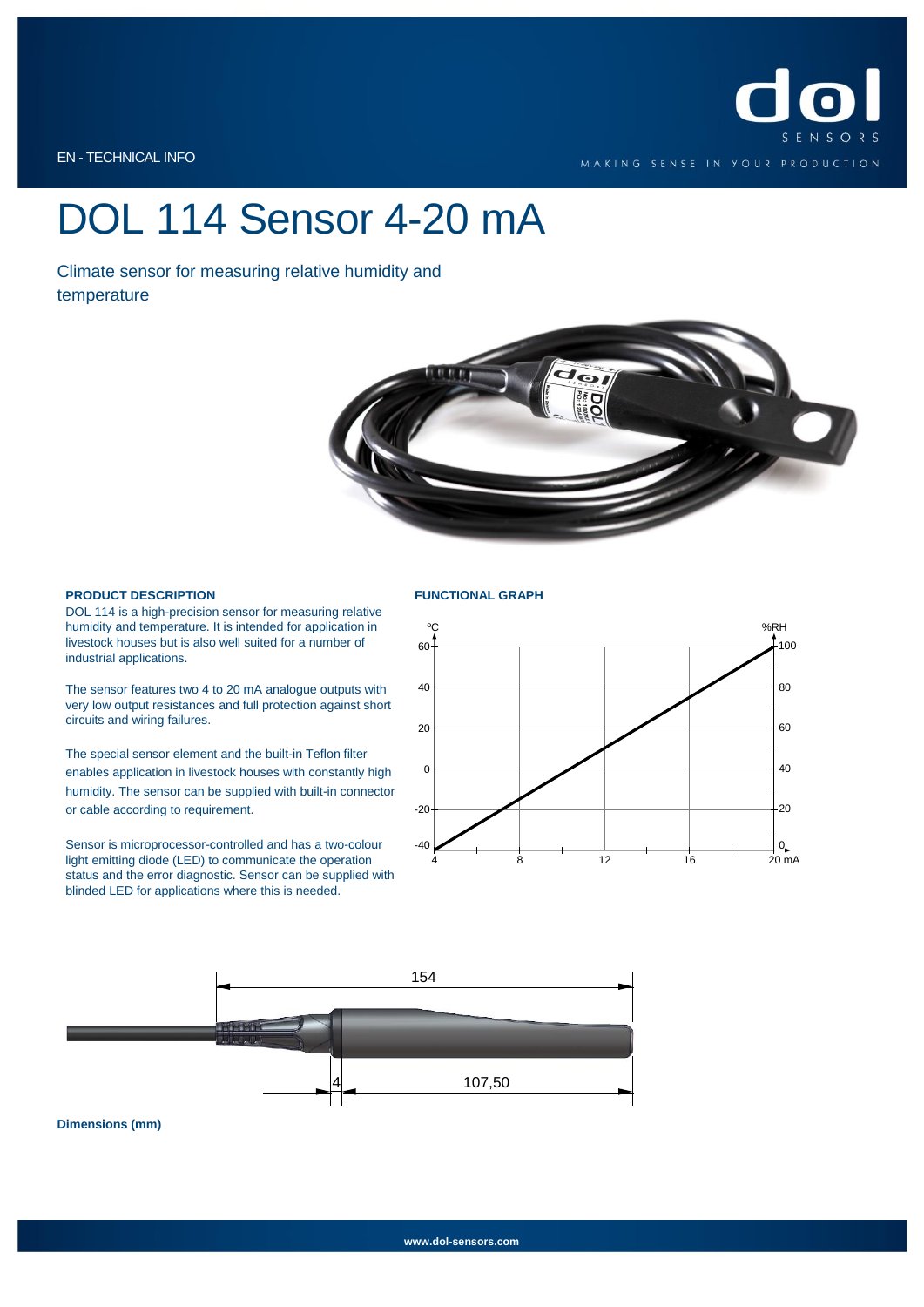EN - TECHNICAL INFO

# DOL 114 Sensor 4-20 mA

Climate sensor for measuring relative humidity and temperature

### PRODUCT DESCRIPTION

DOL 114 is a high-precision sensor for measuring relative humidity and temperature. It is intended for application in livestock houses but is also well suited for a number of industrial applications.

The sensor features two 4 to 20 mA analogue outputs with very low output resistances and full protection against short circuits and wiring failures.

The special sensor element and the built-in Teflon filter enables application in livestock houses with constantly high humidity. The sensor can be supplied with built-in connector or cable according to requirement.

Sensor is microprocessor-controlled and has a two-colour light emitting diode (LED) to communicate the operation status and the error diagnostic. Sensor can be supplied with blinded LED for applications where this is needed.

### FUNCTIONAL GRAPH

**Dimensions (mm)**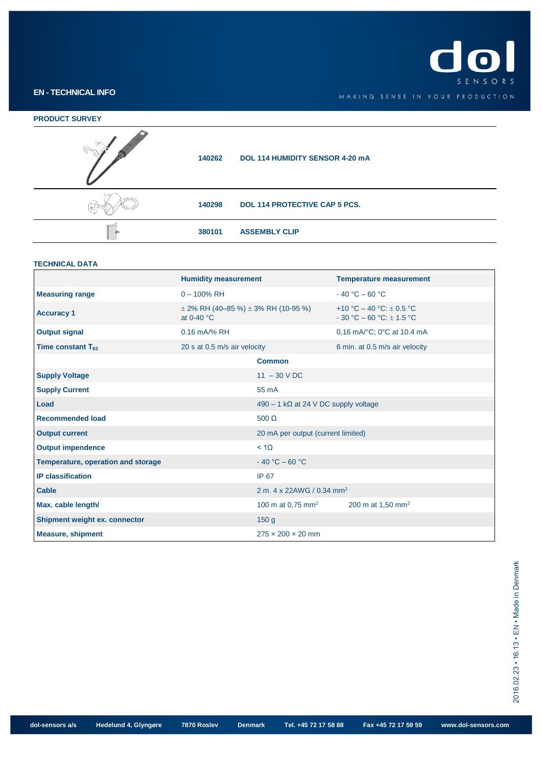EN - TECHNICAL INFO

## PRODUCT SURVEY

| | | |
|---|---|---|
| | 140262 | DOL 114 HUMIDITY SENSOR 4-20 mA |
| | 140298 | DOL 114 PROTECTIVE CAP 5 PCS. |
| | 380101 | ASSEMBLY CLIP |

## TECHNICAL DATA

| | Humidity measurement | Temperature measurement |
|---|---|---|
| **Measuring range** | 0 – 100% RH | - 40 °C – 60 °C |
| **Accuracy 1** | ± 2% RH (40–85 %) ± 3% RH (10-95 %) at 0-40 °C | +10 °C – 40 °C: ± 0.5 °C<br>- 30 °C – 60 °C: ± 1.5 °C |
| **Output signal** | 0.16 mA/% RH | 0,16 mA/°C; 0°C at 10.4 mA |
| **Time constant $T_{63}$** | 20 s at 0.5 m/s air velocity | 6 min. at 0.5 m/s air velocity |
| | **Common** | |
| **Supply Voltage** | 11 – 30 V DC | |
| **Supply Current** | 55 mA | |
| **Load** | 490 – 1 kΩ at 24 V DC supply voltage | |
| **Recommended load** | 500 Ω | |
| **Output current** | 20 mA per output (current limited) | |
| **Output impendence** | < 1Ω | |
| **Temperature, operation and storage** | - 40 °C – 60 °C | |
| **IP classification** | IP 67 | |
| **Cable** | 2 m. 4 x 22AWG / 0.34 $mm^2$ | |
| **Max. cable length/** | 100 m at 0,75 $mm^2$ | 200 m at 1,50 $mm^2$ |
| **Shipment weight ex. connector** | 150 g | |
| **Measure, shipment** | 275 × 200 × 20 mm | |

2016.02.23 • 16.13 • EN • Made in Denmark

dol-sensors a/s Hedelund 4, Glyngøre 7870 Roslev Denmark Tel. +45 72 17 58 88 Fax +45 72 17 59 59 www.dol-sensors.com